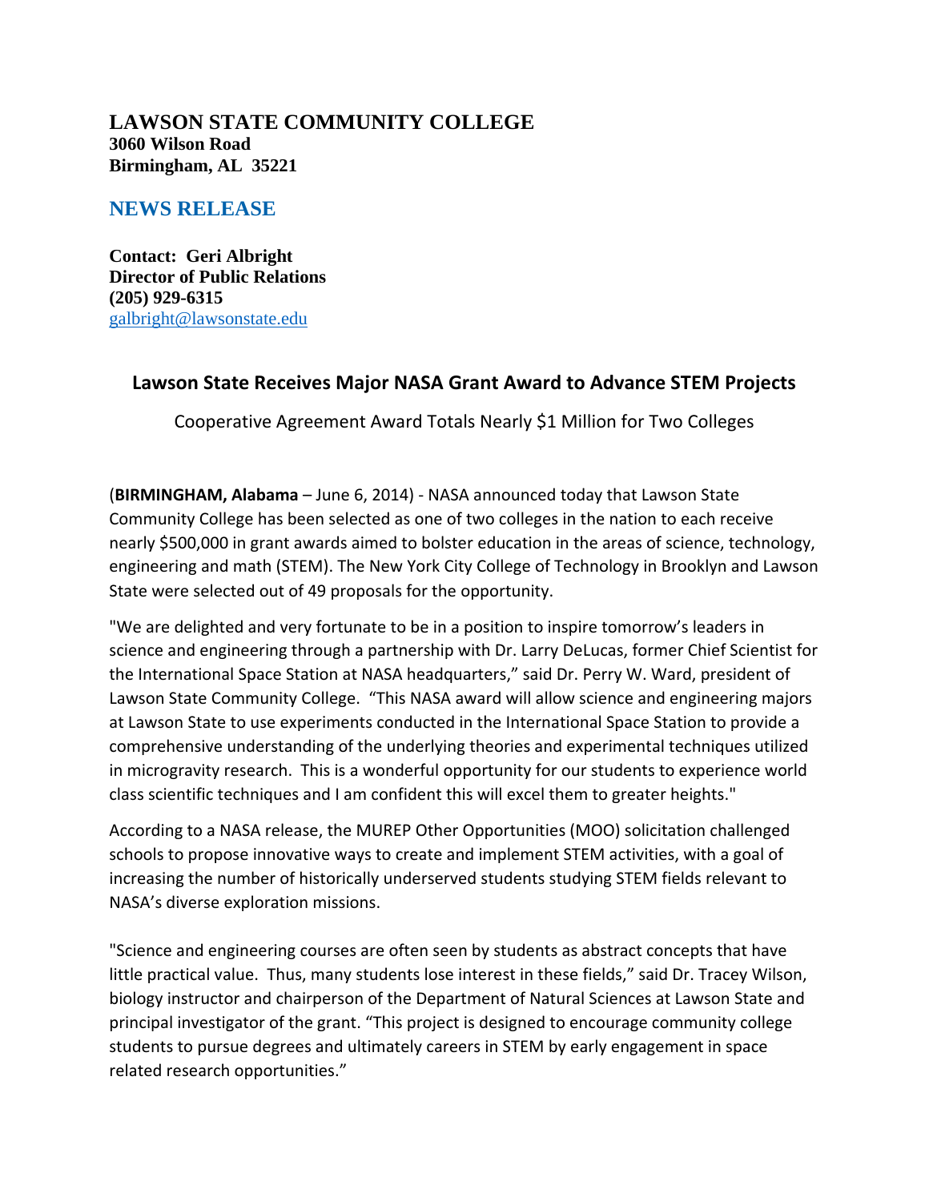**LAWSON STATE COMMUNITY COLLEGE**
**3060 Wilson Road**
**Birmingham, AL 35221**

## NEWS RELEASE

**Contact: Geri Albright**
**Director of Public Relations**
**(205) 929-6315**
galbright@lawsonstate.edu

## Lawson State Receives Major NASA Grant Award to Advance STEM Projects

Cooperative Agreement Award Totals Nearly $1 Million for Two Colleges

(**BIRMINGHAM, Alabama** – June 6, 2014) - NASA announced today that Lawson State Community College has been selected as one of two colleges in the nation to each receive nearly $500,000 in grant awards aimed to bolster education in the areas of science, technology, engineering and math (STEM). The New York City College of Technology in Brooklyn and Lawson State were selected out of 49 proposals for the opportunity.

"We are delighted and very fortunate to be in a position to inspire tomorrow's leaders in science and engineering through a partnership with Dr. Larry DeLucas, former Chief Scientist for the International Space Station at NASA headquarters," said Dr. Perry W. Ward, president of Lawson State Community College. "This NASA award will allow science and engineering majors at Lawson State to use experiments conducted in the International Space Station to provide a comprehensive understanding of the underlying theories and experimental techniques utilized in microgravity research. This is a wonderful opportunity for our students to experience world class scientific techniques and I am confident this will excel them to greater heights."

According to a NASA release, the MUREP Other Opportunities (MOO) solicitation challenged schools to propose innovative ways to create and implement STEM activities, with a goal of increasing the number of historically underserved students studying STEM fields relevant to NASA's diverse exploration missions.

"Science and engineering courses are often seen by students as abstract concepts that have little practical value. Thus, many students lose interest in these fields," said Dr. Tracey Wilson, biology instructor and chairperson of the Department of Natural Sciences at Lawson State and principal investigator of the grant. "This project is designed to encourage community college students to pursue degrees and ultimately careers in STEM by early engagement in space related research opportunities."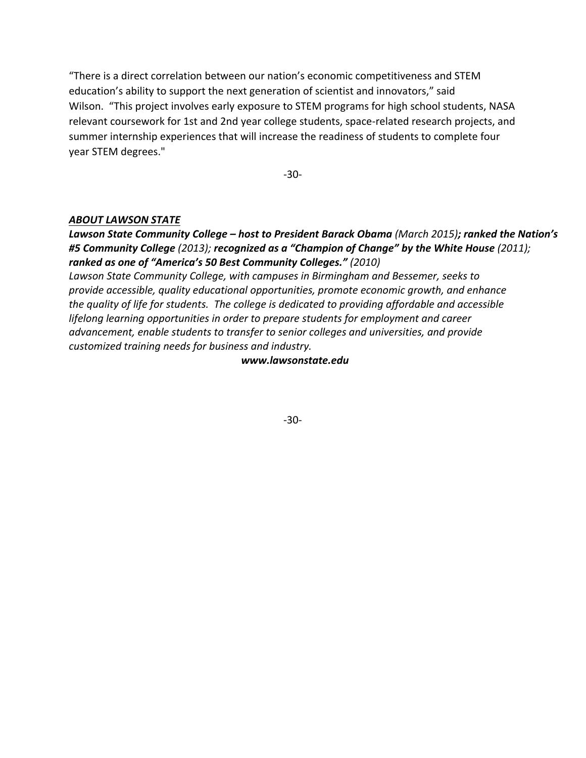"There is a direct correlation between our nation's economic competitiveness and STEM education's ability to support the next generation of scientist and innovators," said Wilson. "This project involves early exposure to STEM programs for high school students, NASA relevant coursework for 1st and 2nd year college students, space-related research projects, and summer internship experiences that will increase the readiness of students to complete four year STEM degrees."

-30-

***ABOUT LAWSON STATE***

***Lawson State Community College – host to President Barack Obama*** *(March 2015)****; ranked the Nation's #5 Community College*** *(2013);* ***recognized as a "Champion of Change" by the White House*** *(2011);* ***ranked as one of "America's 50 Best Community Colleges."*** *(2010)*

*Lawson State Community College, with campuses in Birmingham and Bessemer, seeks to provide accessible, quality educational opportunities, promote economic growth, and enhance the quality of life for students. The college is dedicated to providing affordable and accessible lifelong learning opportunities in order to prepare students for employment and career advancement, enable students to transfer to senior colleges and universities, and provide customized training needs for business and industry.*

***www.lawsonstate.edu***

-30-